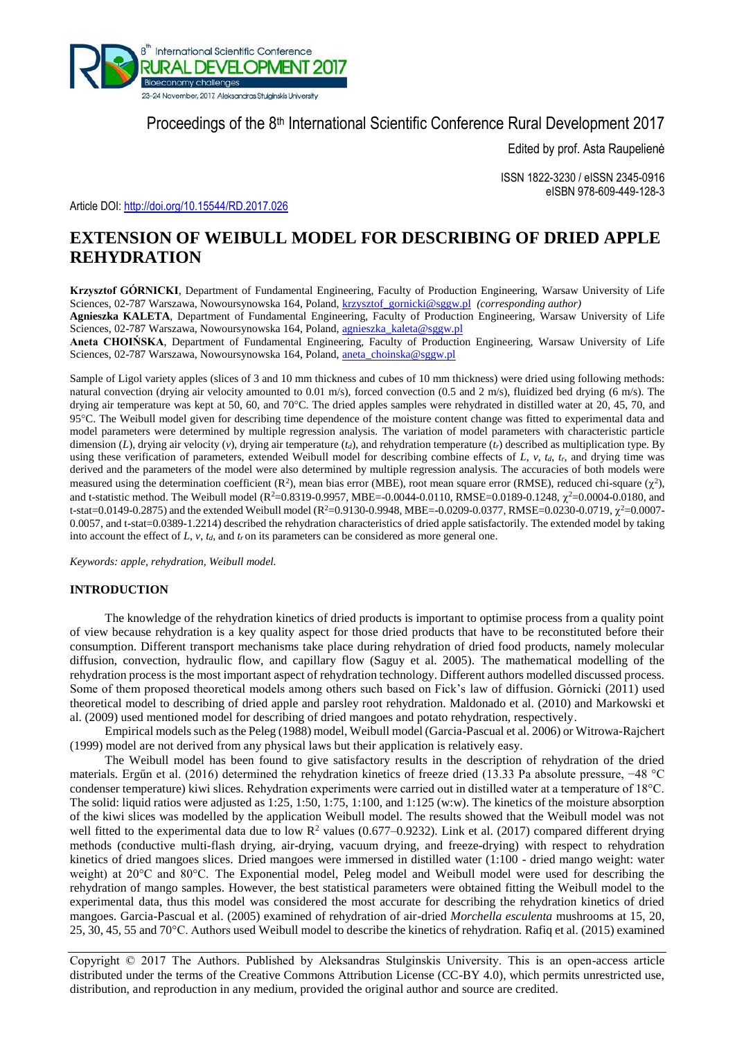Proceedings of the 8th International Scientific Conference Rural Development 2017

Edited by prof. Asta Raupelienė

ISSN 1822-3230 / eISSN 2345-0916
eISBN 978-609-449-128-3

Article DOI: http://doi.org/10.15544/RD.2017.026

# EXTENSION OF WEIBULL MODEL FOR DESCRIBING OF DRIED APPLE REHYDRATION

**Krzysztof GÓRNICKI**, Department of Fundamental Engineering, Faculty of Production Engineering, Warsaw University of Life Sciences, 02-787 Warszawa, Nowoursynowska 164, Poland, krzysztof_gornicki@sggw.pl *(corresponding author)*
**Agnieszka KALETA**, Department of Fundamental Engineering, Faculty of Production Engineering, Warsaw University of Life Sciences, 02-787 Warszawa, Nowoursynowska 164, Poland, agnieszka_kaleta@sggw.pl
**Aneta CHOIŃSKA**, Department of Fundamental Engineering, Faculty of Production Engineering, Warsaw University of Life Sciences, 02-787 Warszawa, Nowoursynowska 164, Poland, aneta_choinska@sggw.pl

Sample of Ligol variety apples (slices of 3 and 10 mm thickness and cubes of 10 mm thickness) were dried using following methods: natural convection (drying air velocity amounted to 0.01 m/s), forced convection (0.5 and 2 m/s), fluidized bed drying (6 m/s). The drying air temperature was kept at 50, 60, and 70°C. The dried apples samples were rehydrated in distilled water at 20, 45, 70, and 95°C. The Weibull model given for describing time dependence of the moisture content change was fitted to experimental data and model parameters were determined by multiple regression analysis. The variation of model parameters with characteristic particle dimension (*L*), drying air velocity (*v*), drying air temperature ($t_d$), and rehydration temperature ($t_r$) described as multiplication type. By using these verification of parameters, extended Weibull model for describing combine effects of *L*, *v*, $t_d$, $t_r$, and drying time was derived and the parameters of the model were also determined by multiple regression analysis. The accuracies of both models were measured using the determination coefficient ($R^2$), mean bias error (MBE), root mean square error (RMSE), reduced chi-square ($\chi^2$), and t-statistic method. The Weibull model ($R^2$=0.8319-0.9957, MBE=-0.0044-0.0110, RMSE=0.0189-0.1248, $\chi^2$=0.0004-0.0180, and t-stat=0.0149-0.2875) and the extended Weibull model ($R^2$=0.9130-0.9948, MBE=-0.0209-0.0377, RMSE=0.0230-0.0719, $\chi^2$=0.0007-0.0057, and t-stat=0.0389-1.2214) described the rehydration characteristics of dried apple satisfactorily. The extended model by taking into account the effect of *L*, *v*, $t_d$, and $t_r$ on its parameters can be considered as more general one.

*Keywords: apple, rehydration, Weibull model.*

## INTRODUCTION

The knowledge of the rehydration kinetics of dried products is important to optimise process from a quality point of view because rehydration is a key quality aspect for those dried products that have to be reconstituted before their consumption. Different transport mechanisms take place during rehydration of dried food products, namely molecular diffusion, convection, hydraulic flow, and capillary flow (Saguy et al. 2005). The mathematical modelling of the rehydration process is the most important aspect of rehydration technology. Different authors modelled discussed process. Some of them proposed theoretical models among others such based on Fick's law of diffusion. Górnicki (2011) used theoretical model to describing of dried apple and parsley root rehydration. Maldonado et al. (2010) and Markowski et al. (2009) used mentioned model for describing of dried mangoes and potato rehydration, respectively.

Empirical models such as the Peleg (1988) model, Weibull model (Garcia-Pascual et al. 2006) or Witrowa-Rajchert (1999) model are not derived from any physical laws but their application is relatively easy.

The Weibull model has been found to give satisfactory results in the description of rehydration of the dried materials. Ergűn et al. (2016) determined the rehydration kinetics of freeze dried (13.33 Pa absolute pressure, −48 °C condenser temperature) kiwi slices. Rehydration experiments were carried out in distilled water at a temperature of 18°C. The solid: liquid ratios were adjusted as 1:25, 1:50, 1:75, 1:100, and 1:125 (w:w). The kinetics of the moisture absorption of the kiwi slices was modelled by the application Weibull model. The results showed that the Weibull model was not well fitted to the experimental data due to low $R^2$ values (0.677–0.9232). Link et al. (2017) compared different drying methods (conductive multi-flash drying, air-drying, vacuum drying, and freeze-drying) with respect to rehydration kinetics of dried mangoes slices. Dried mangoes were immersed in distilled water (1:100 - dried mango weight: water weight) at 20°C and 80°C. The Exponential model, Peleg model and Weibull model were used for describing the rehydration of mango samples. However, the best statistical parameters were obtained fitting the Weibull model to the experimental data, thus this model was considered the most accurate for describing the rehydration kinetics of dried mangoes. Garcia-Pascual et al. (2005) examined of rehydration of air-dried *Morchella esculenta* mushrooms at 15, 20, 25, 30, 45, 55 and 70°C. Authors used Weibull model to describe the kinetics of rehydration. Rafiq et al. (2015) examined

Copyright © 2017 The Authors. Published by Aleksandras Stulginskis University. This is an open-access article distributed under the terms of the Creative Commons Attribution License (CC-BY 4.0), which permits unrestricted use, distribution, and reproduction in any medium, provided the original author and source are credited.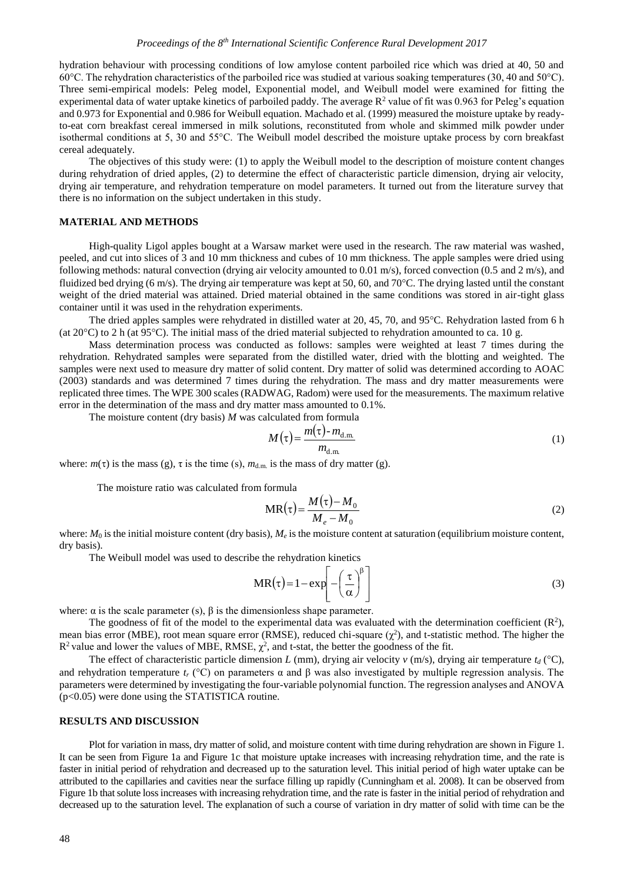hydration behaviour with processing conditions of low amylose content parboiled rice which was dried at 40, 50 and 60°C. The rehydration characteristics of the parboiled rice was studied at various soaking temperatures (30, 40 and 50°C). Three semi-empirical models: Peleg model, Exponential model, and Weibull model were examined for fitting the experimental data of water uptake kinetics of parboiled paddy. The average $R^2$ value of fit was 0.963 for Peleg's equation and 0.973 for Exponential and 0.986 for Weibull equation. Machado et al. (1999) measured the moisture uptake by ready-to-eat corn breakfast cereal immersed in milk solutions, reconstituted from whole and skimmed milk powder under isothermal conditions at 5, 30 and 55°C. The Weibull model described the moisture uptake process by corn breakfast cereal adequately.

The objectives of this study were: (1) to apply the Weibull model to the description of moisture content changes during rehydration of dried apples, (2) to determine the effect of characteristic particle dimension, drying air velocity, drying air temperature, and rehydration temperature on model parameters. It turned out from the literature survey that there is no information on the subject undertaken in this study.

## MATERIAL AND METHODS

High-quality Ligol apples bought at a Warsaw market were used in the research. The raw material was washed, peeled, and cut into slices of 3 and 10 mm thickness and cubes of 10 mm thickness. The apple samples were dried using following methods: natural convection (drying air velocity amounted to 0.01 m/s), forced convection (0.5 and 2 m/s), and fluidized bed drying (6 m/s). The drying air temperature was kept at 50, 60, and 70°C. The drying lasted until the constant weight of the dried material was attained. Dried material obtained in the same conditions was stored in air-tight glass container until it was used in the rehydration experiments.

The dried apples samples were rehydrated in distilled water at 20, 45, 70, and 95°C. Rehydration lasted from 6 h (at 20°C) to 2 h (at 95°C). The initial mass of the dried material subjected to rehydration amounted to ca. 10 g.

Mass determination process was conducted as follows: samples were weighted at least 7 times during the rehydration. Rehydrated samples were separated from the distilled water, dried with the blotting and weighted. The samples were next used to measure dry matter of solid content. Dry matter of solid was determined according to AOAC (2003) standards and was determined 7 times during the rehydration. The mass and dry matter measurements were replicated three times. The WPE 300 scales (RADWAG, Radom) were used for the measurements. The maximum relative error in the determination of the mass and dry matter mass amounted to 0.1%.

The moisture content (dry basis) $M$ was calculated from formula

$$M(\tau) = \frac{m(\tau) - m_{\text{d.m.}}}{m_{\text{d.m.}}} \tag{1}$$

where: $m(\tau)$ is the mass (g), $\tau$ is the time (s), $m_{\text{d.m.}}$ is the mass of dry matter (g).

The moisture ratio was calculated from formula

$$\text{MR}(\tau) = \frac{M(\tau) - M_0}{M_e - M_0} \tag{2}$$

where: $M_0$ is the initial moisture content (dry basis), $M_e$ is the moisture content at saturation (equilibrium moisture content, dry basis).

The Weibull model was used to describe the rehydration kinetics

$$\text{MR}(\tau) = 1 - \exp\left[-\left(\frac{\tau}{\alpha}\right)^{\beta}\right] \tag{3}$$

where: $\alpha$ is the scale parameter (s), $\beta$ is the dimensionless shape parameter.

The goodness of fit of the model to the experimental data was evaluated with the determination coefficient ($R^2$), mean bias error (MBE), root mean square error (RMSE), reduced chi-square ($\chi^2$), and t-statistic method. The higher the $R^2$ value and lower the values of MBE, RMSE, $\chi^2$, and t-stat, the better the goodness of the fit.

The effect of characteristic particle dimension $L$ (mm), drying air velocity $v$ (m/s), drying air temperature $t_d$ (°C), and rehydration temperature $t_r$ (°C) on parameters $\alpha$ and $\beta$ was also investigated by multiple regression analysis. The parameters were determined by investigating the four-variable polynomial function. The regression analyses and ANOVA ($p<0.05$) were done using the STATISTICA routine.

## RESULTS AND DISCUSSION

Plot for variation in mass, dry matter of solid, and moisture content with time during rehydration are shown in Figure 1. It can be seen from Figure 1a and Figure 1c that moisture uptake increases with increasing rehydration time, and the rate is faster in initial period of rehydration and decreased up to the saturation level. This initial period of high water uptake can be attributed to the capillaries and cavities near the surface filling up rapidly (Cunningham et al. 2008). It can be observed from Figure 1b that solute loss increases with increasing rehydration time, and the rate is faster in the initial period of rehydration and decreased up to the saturation level. The explanation of such a course of variation in dry matter of solid with time can be the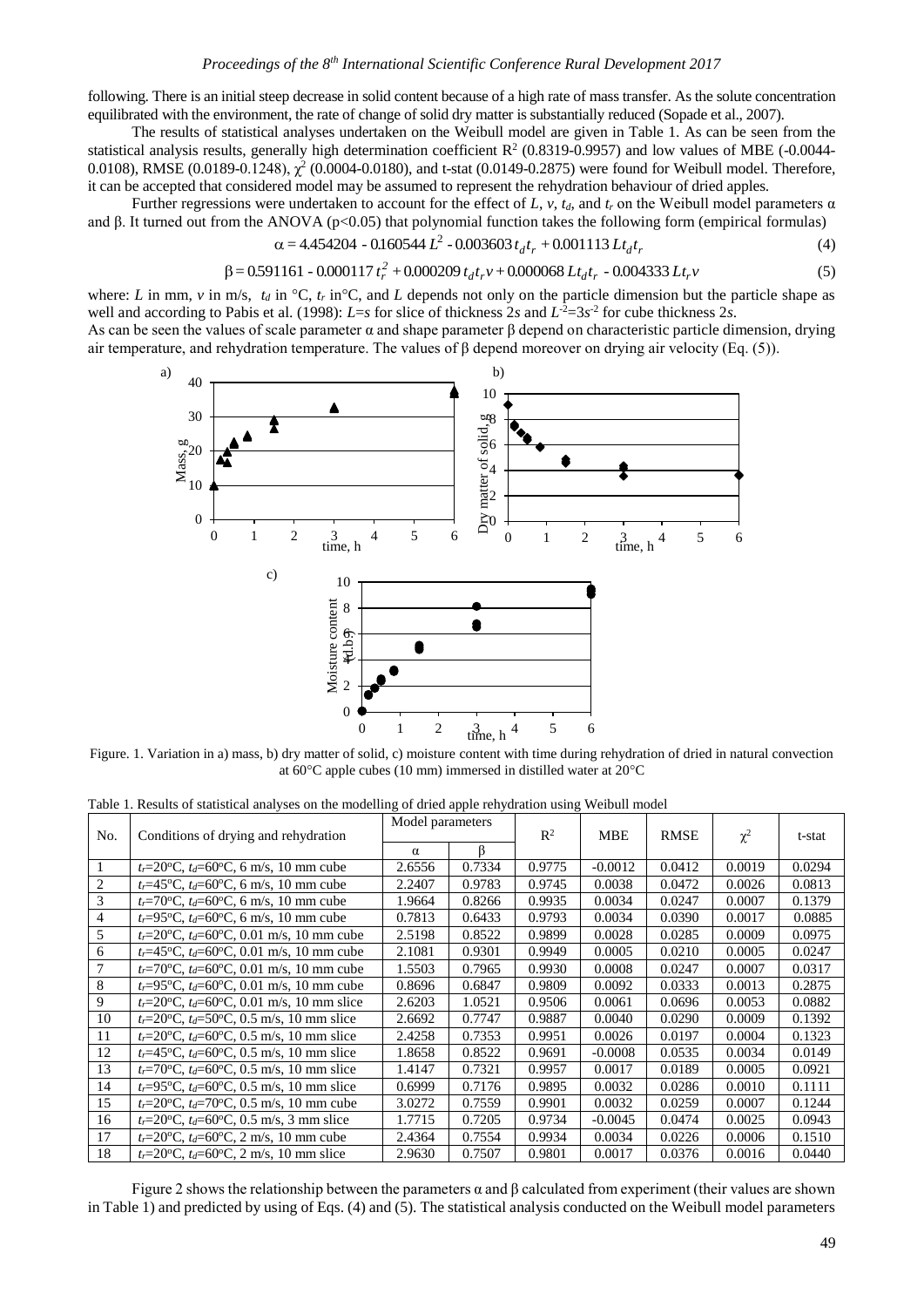following. There is an initial steep decrease in solid content because of a high rate of mass transfer. As the solute concentration equilibrated with the environment, the rate of change of solid dry matter is substantially reduced (Sopade et al., 2007).

The results of statistical analyses undertaken on the Weibull model are given in Table 1. As can be seen from the statistical analysis results, generally high determination coefficient $R^2$ (0.8319-0.9957) and low values of MBE (-0.0044-0.0108), RMSE (0.0189-0.1248), $\chi^2$ (0.0004-0.0180), and t-stat (0.0149-0.2875) were found for Weibull model. Therefore, it can be accepted that considered model may be assumed to represent the rehydration behaviour of dried apples.

Further regressions were undertaken to account for the effect of $L$, $v$, $t_d$, and $t_r$ on the Weibull model parameters $\alpha$ and $\beta$. It turned out from the ANOVA ($p<0.05$) that polynomial function takes the following form (empirical formulas)

$$\alpha = 4.454204 - 0.160544\,L^2 - 0.003603\,t_d t_r + 0.001113\,L t_d t_r \tag{4}$$

$$\beta = 0.591161 - 0.000117\,t_r^2 + 0.000209\,t_d t_r v + 0.000068\,L t_d t_r - 0.004333\,L t_r v \tag{5}$$

where: $L$ in mm, $v$ in m/s, $t_d$ in °C, $t_r$ in°C, and $L$ depends not only on the particle dimension but the particle shape as well and according to Pabis et al. (1998): $L=s$ for slice of thickness $2s$ and $L^{-2}=3s^{-2}$ for cube thickness $2s$.

As can be seen the values of scale parameter $\alpha$ and shape parameter $\beta$ depend on characteristic particle dimension, drying air temperature, and rehydration temperature. The values of $\beta$ depend moreover on drying air velocity (Eq. (5)).

Figure. 1. Variation in a) mass, b) dry matter of solid, c) moisture content with time during rehydration of dried in natural convection at 60°C apple cubes (10 mm) immersed in distilled water at 20°C

Table 1. Results of statistical analyses on the modelling of dried apple rehydration using Weibull model

| No. | Conditions of drying and rehydration | Model parameters | | $R^2$ | MBE | RMSE | $\chi^2$ | t-stat |
|---|---|---|---|---|---|---|---|---|
| | | $\alpha$ | $\beta$ | | | | | |
| 1 | $t_r$=20°C, $t_d$=60°C, 6 m/s, 10 mm cube | 2.6556 | 0.7334 | 0.9775 | -0.0012 | 0.0412 | 0.0019 | 0.0294 |
| 2 | $t_r$=45°C, $t_d$=60°C, 6 m/s, 10 mm cube | 2.2407 | 0.9783 | 0.9745 | 0.0038 | 0.0472 | 0.0026 | 0.0813 |
| 3 | $t_r$=70°C, $t_d$=60°C, 6 m/s, 10 mm cube | 1.9664 | 0.8266 | 0.9935 | 0.0034 | 0.0247 | 0.0007 | 0.1379 |
| 4 | $t_r$=95°C, $t_d$=60°C, 6 m/s, 10 mm cube | 0.7813 | 0.6433 | 0.9793 | 0.0034 | 0.0390 | 0.0017 | 0.0885 |
| 5 | $t_r$=20°C, $t_d$=60°C, 0.01 m/s, 10 mm cube | 2.5198 | 0.8522 | 0.9899 | 0.0028 | 0.0285 | 0.0009 | 0.0975 |
| 6 | $t_r$=45°C, $t_d$=60°C, 0.01 m/s, 10 mm cube | 2.1081 | 0.9301 | 0.9949 | 0.0005 | 0.0210 | 0.0005 | 0.0247 |
| 7 | $t_r$=70°C, $t_d$=60°C, 0.01 m/s, 10 mm cube | 1.5503 | 0.7965 | 0.9930 | 0.0008 | 0.0247 | 0.0007 | 0.0317 |
| 8 | $t_r$=95°C, $t_d$=60°C, 0.01 m/s, 10 mm cube | 0.8696 | 0.6847 | 0.9809 | 0.0092 | 0.0333 | 0.0013 | 0.2875 |
| 9 | $t_r$=20°C, $t_d$=60°C, 0.01 m/s, 10 mm slice | 2.6203 | 1.0521 | 0.9506 | 0.0061 | 0.0696 | 0.0053 | 0.0882 |
| 10 | $t_r$=20°C, $t_d$=50°C, 0.5 m/s, 10 mm slice | 2.6692 | 0.7747 | 0.9887 | 0.0040 | 0.0290 | 0.0009 | 0.1392 |
| 11 | $t_r$=20°C, $t_d$=60°C, 0.5 m/s, 10 mm slice | 2.4258 | 0.7353 | 0.9951 | 0.0026 | 0.0197 | 0.0004 | 0.1323 |
| 12 | $t_r$=45°C, $t_d$=60°C, 0.5 m/s, 10 mm slice | 1.8658 | 0.8522 | 0.9691 | -0.0008 | 0.0535 | 0.0034 | 0.0149 |
| 13 | $t_r$=70°C, $t_d$=60°C, 0.5 m/s, 10 mm slice | 1.4147 | 0.7321 | 0.9957 | 0.0017 | 0.0189 | 0.0005 | 0.0921 |
| 14 | $t_r$=95°C, $t_d$=60°C, 0.5 m/s, 10 mm slice | 0.6999 | 0.7176 | 0.9895 | 0.0032 | 0.0286 | 0.0010 | 0.1111 |
| 15 | $t_r$=20°C, $t_d$=70°C, 0.5 m/s, 10 mm slice | 3.0272 | 0.7559 | 0.9901 | 0.0032 | 0.0259 | 0.0007 | 0.1244 |
| 16 | $t_r$=20°C, $t_d$=60°C, 0.5 m/s, 3 mm slice | 1.7715 | 0.7205 | 0.9734 | -0.0045 | 0.0474 | 0.0025 | 0.0943 |
| 17 | $t_r$=20°C, $t_d$=60°C, 2 m/s, 10 mm cube | 2.4364 | 0.7554 | 0.9934 | 0.0034 | 0.0226 | 0.0006 | 0.1510 |
| 18 | $t_r$=20°C, $t_d$=60°C, 2 m/s, 10 mm slice | 2.9630 | 0.7507 | 0.9801 | 0.0017 | 0.0376 | 0.0016 | 0.0440 |

Figure 2 shows the relationship between the parameters $\alpha$ and $\beta$ calculated from experiment (their values are shown in Table 1) and predicted by using of Eqs. (4) and (5). The statistical analysis conducted on the Weibull model parameters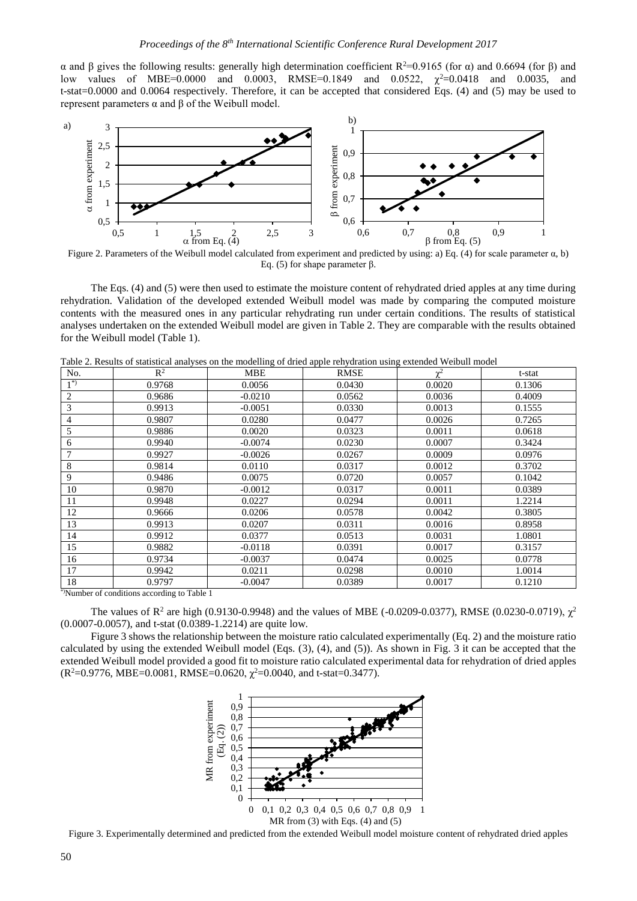α and β gives the following results: generally high determination coefficient $R^2$=0.9165 (for α) and 0.6694 (for β) and low values of MBE=0.0000 and 0.0003, RMSE=0.1849 and 0.0522, $\chi^2$=0.0418 and 0.0035, and t-stat=0.0000 and 0.0064 respectively. Therefore, it can be accepted that considered Eqs. (4) and (5) may be used to represent parameters α and β of the Weibull model.

Figure 2. Parameters of the Weibull model calculated from experiment and predicted by using: a) Eq. (4) for scale parameter α, b) Eq. (5) for shape parameter β.

The Eqs. (4) and (5) were then used to estimate the moisture content of rehydrated dried apples at any time during rehydration. Validation of the developed extended Weibull model was made by comparing the computed moisture contents with the measured ones in any particular rehydrating run under certain conditions. The results of statistical analyses undertaken on the extended Weibull model are given in Table 2. They are comparable with the results obtained for the Weibull model (Table 1).

Table 2. Results of statistical analyses on the modelling of dried apple rehydration using extended Weibull model

| No. | $R^2$ | MBE | RMSE | $\chi^2$ | t-stat |
|---|---|---|---|---|---|
| 1[*)] | 0.9768 | 0.0056 | 0.0430 | 0.0020 | 0.1306 |
| 2 | 0.9686 | -0.0210 | 0.0562 | 0.0036 | 0.4009 |
| 3 | 0.9913 | -0.0051 | 0.0330 | 0.0013 | 0.1555 |
| 4 | 0.9807 | 0.0280 | 0.0477 | 0.0026 | 0.7265 |
| 5 | 0.9886 | 0.0020 | 0.0323 | 0.0011 | 0.0618 |
| 6 | 0.9940 | -0.0074 | 0.0230 | 0.0007 | 0.3424 |
| 7 | 0.9927 | -0.0026 | 0.0267 | 0.0009 | 0.0976 |
| 8 | 0.9814 | 0.0110 | 0.0317 | 0.0012 | 0.3702 |
| 9 | 0.9486 | 0.0075 | 0.0720 | 0.0057 | 0.1042 |
| 10 | 0.9870 | -0.0012 | 0.0317 | 0.0011 | 0.0389 |
| 11 | 0.9948 | 0.0227 | 0.0294 | 0.0011 | 1.2214 |
| 12 | 0.9666 | 0.0206 | 0.0578 | 0.0042 | 0.3805 |
| 13 | 0.9913 | 0.0207 | 0.0311 | 0.0016 | 0.8958 |
| 14 | 0.9912 | 0.0377 | 0.0513 | 0.0031 | 1.0801 |
| 15 | 0.9882 | -0.0118 | 0.0391 | 0.0017 | 0.3157 |
| 16 | 0.9734 | -0.0037 | 0.0474 | 0.0025 | 0.0778 |
| 17 | 0.9942 | 0.0211 | 0.0298 | 0.0010 | 1.0014 |
| 18 | 0.9797 | -0.0047 | 0.0389 | 0.0017 | 0.1210 |

[*)]Number of conditions according to Table 1

The values of $R^2$ are high (0.9130-0.9948) and the values of MBE (-0.0209-0.0377), RMSE (0.0230-0.0719), $\chi^2$ (0.0007-0.0057), and t-stat (0.0389-1.2214) are quite low.

Figure 3 shows the relationship between the moisture ratio calculated experimentally (Eq. 2) and the moisture ratio calculated by using the extended Weibull model (Eqs. (3), (4), and (5)). As shown in Fig. 3 it can be accepted that the extended Weibull model provided a good fit to moisture ratio calculated experimental data for rehydration of dried apples ($R^2$=0.9776, MBE=0.0081, RMSE=0.0620, $\chi^2$=0.0040, and t-stat=0.3477).

Figure 3. Experimentally determined and predicted from the extended Weibull model moisture content of rehydrated dried apples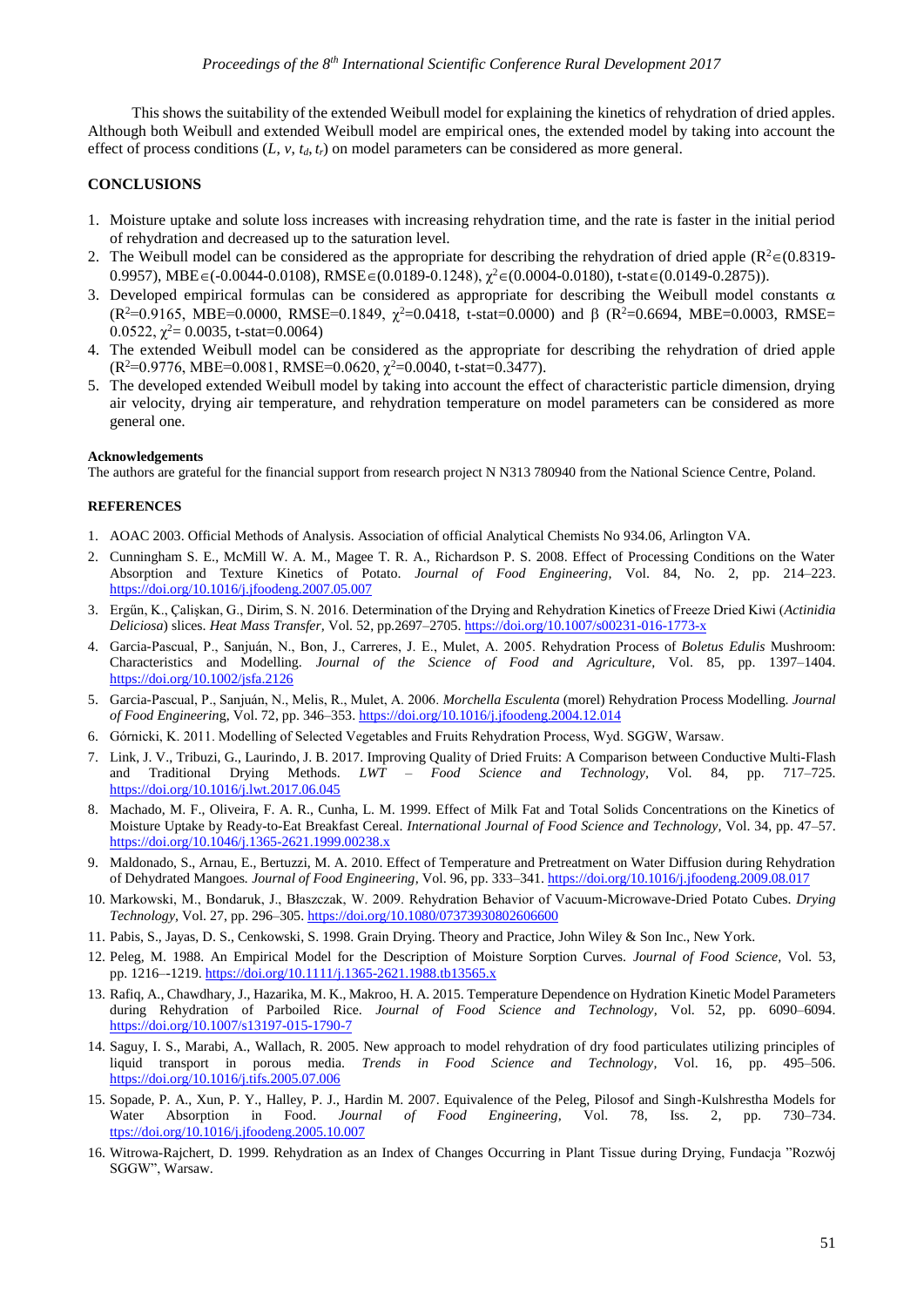This shows the suitability of the extended Weibull model for explaining the kinetics of rehydration of dried apples. Although both Weibull and extended Weibull model are empirical ones, the extended model by taking into account the effect of process conditions ($L$, $v$, $t_d$, $t_r$) on model parameters can be considered as more general.

## CONCLUSIONS

1. Moisture uptake and solute loss increases with increasing rehydration time, and the rate is faster in the initial period of rehydration and decreased up to the saturation level.
2. The Weibull model can be considered as the appropriate for describing the rehydration of dried apple ($R^2 \in (0.8319\text{-}0.9957)$, MBE$\in$(-0.0044-0.0108), RMSE$\in$(0.0189-0.1248), $\chi^2 \in (0.0004\text{-}0.0180)$, t-stat$\in$(0.0149-0.2875)).
3. Developed empirical formulas can be considered as appropriate for describing the Weibull model constants $\alpha$ ($R^2$=0.9165, MBE=0.0000, RMSE=0.1849, $\chi^2$=0.0418, t-stat=0.0000) and $\beta$ ($R^2$=0.6694, MBE=0.0003, RMSE=0.0522, $\chi^2$= 0.0035, t-stat=0.0064)
4. The extended Weibull model can be considered as the appropriate for describing the rehydration of dried apple ($R^2$=0.9776, MBE=0.0081, RMSE=0.0620, $\chi^2$=0.0040, t-stat=0.3477).
5. The developed extended Weibull model by taking into account the effect of characteristic particle dimension, drying air velocity, drying air temperature, and rehydration temperature on model parameters can be considered as more general one.

#### Acknowledgements

The authors are grateful for the financial support from research project N N313 780940 from the National Science Centre, Poland.

## REFERENCES

1. AOAC 2003. Official Methods of Analysis. Association of official Analytical Chemists No 934.06, Arlington VA.
2. Cunningham S. E., McMill W. A. M., Magee T. R. A., Richardson P. S. 2008. Effect of Processing Conditions on the Water Absorption and Texture Kinetics of Potato. *Journal of Food Engineering,* Vol. 84, No. 2, pp. 214–223. https://doi.org/10.1016/j.jfoodeng.2007.05.007
3. Ergűn, K., Çalişkan, G., Dirim, S. N. 2016. Determination of the Drying and Rehydration Kinetics of Freeze Dried Kiwi (*Actinidia Deliciosa*) slices. *Heat Mass Transfer,* Vol. 52, pp.2697–2705. https://doi.org/10.1007/s00231-016-1773-x
4. Garcia-Pascual, P., Sanjuán, N., Bon, J., Carreres, J. E., Mulet, A. 2005. Rehydration Process of *Boletus Edulis* Mushroom: Characteristics and Modelling. *Journal of the Science of Food and Agriculture,* Vol. 85, pp. 1397–1404. https://doi.org/10.1002/jsfa.2126
5. Garcia-Pascual, P., Sanjuán, N., Melis, R., Mulet, A. 2006. *Morchella Esculenta* (morel) Rehydration Process Modelling. *Journal of Food Engineering*, Vol. 72, pp. 346–353. https://doi.org/10.1016/j.jfoodeng.2004.12.014
6. Górnicki, K. 2011. Modelling of Selected Vegetables and Fruits Rehydration Process, Wyd. SGGW, Warsaw.
7. Link, J. V., Tribuzi, G., Laurindo, J. B. 2017. Improving Quality of Dried Fruits: A Comparison between Conductive Multi-Flash and Traditional Drying Methods. *LWT – Food Science and Technology,* Vol. 84, pp. 717–725. https://doi.org/10.1016/j.lwt.2017.06.045
8. Machado, M. F., Oliveira, F. A. R., Cunha, L. M. 1999. Effect of Milk Fat and Total Solids Concentrations on the Kinetics of Moisture Uptake by Ready-to-Eat Breakfast Cereal. *International Journal of Food Science and Technology,* Vol. 34, pp. 47–57. https://doi.org/10.1046/j.1365-2621.1999.00238.x
9. Maldonado, S., Arnau, E., Bertuzzi, M. A. 2010. Effect of Temperature and Pretreatment on Water Diffusion during Rehydration of Dehydrated Mangoes. *Journal of Food Engineering,* Vol. 96, pp. 333–341. https://doi.org/10.1016/j.jfoodeng.2009.08.017
10. Markowski, M., Bondaruk, J., Błaszczak, W. 2009. Rehydration Behavior of Vacuum-Microwave-Dried Potato Cubes. *Drying Technology,* Vol. 27, pp. 296–305. https://doi.org/10.1080/07373930802606600
11. Pabis, S., Jayas, D. S., Cenkowski, S. 1998. Grain Drying. Theory and Practice, John Wiley & Son Inc., New York.
12. Peleg, M. 1988. An Empirical Model for the Description of Moisture Sorption Curves. *Journal of Food Science,* Vol. 53, pp. 1216–-1219. https://doi.org/10.1111/j.1365-2621.1988.tb13565.x
13. Rafiq, A., Chawdhary, J., Hazarika, M. K., Makroo, H. A. 2015. Temperature Dependence on Hydration Kinetic Model Parameters during Rehydration of Parboiled Rice. *Journal of Food Science and Technology,* Vol. 52, pp. 6090–6094. https://doi.org/10.1007/s13197-015-1790-7
14. Saguy, I. S., Marabi, A., Wallach, R. 2005. New approach to model rehydration of dry food particulates utilizing principles of liquid transport in porous media. *Trends in Food Science and Technology,* Vol. 16, pp. 495–506. https://doi.org/10.1016/j.tifs.2005.07.006
15. Sopade, P. A., Xun, P. Y., Halley, P. J., Hardin M. 2007. Equivalence of the Peleg, Pilosof and Singh-Kulshrestha Models for Water Absorption in Food. *Journal of Food Engineering,* Vol. 78, Iss. 2, pp. 730–734. ttps://doi.org/10.1016/j.jfoodeng.2005.10.007
16. Witrowa-Rajchert, D. 1999. Rehydration as an Index of Changes Occurring in Plant Tissue during Drying, Fundacja "Rozwój SGGW", Warsaw.